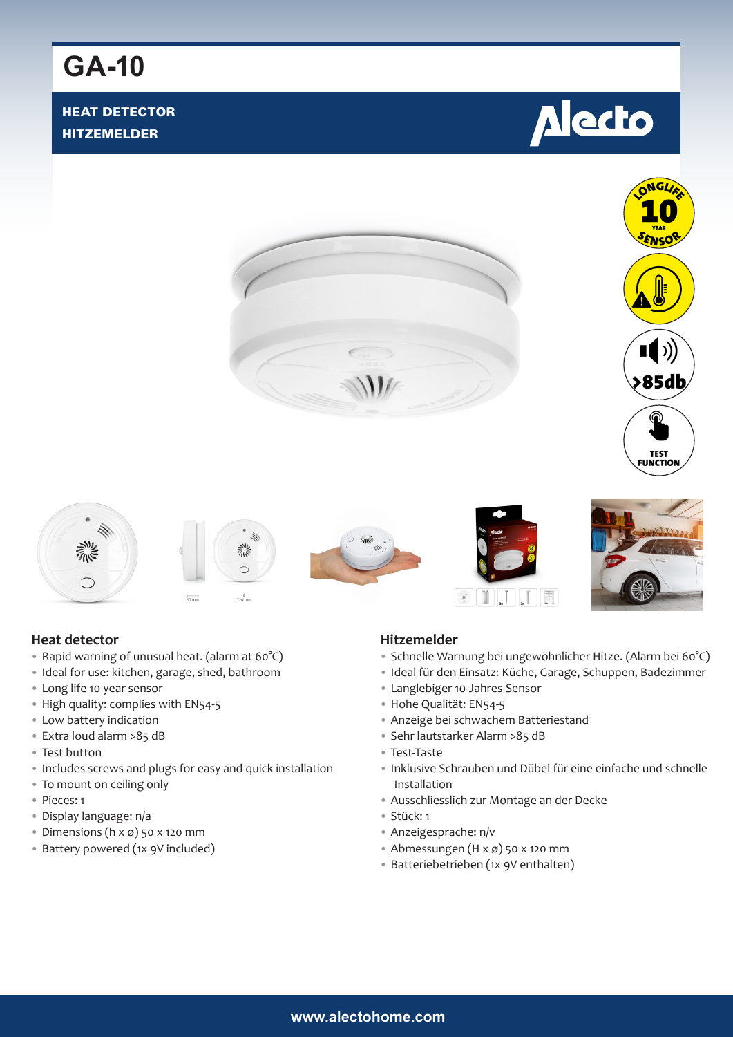# GA-10

**HEAT DETECTOR**
**HITZEMELDER**

Alecto

LONGLIFE 10 YEAR SENSOR

>85db

TEST FUNCTION

## Heat detector

- Rapid warning of unusual heat. (alarm at 60°C)
- Ideal for use: kitchen, garage, shed, bathroom
- Long life 10 year sensor
- High quality: complies with EN54-5
- Low battery indication
- Extra loud alarm >85 dB
- Test button
- Includes screws and plugs for easy and quick installation
- To mount on ceiling only
- Pieces: 1
- Display language: n/a
- Dimensions (h x ø) 50 x 120 mm
- Battery powered (1x 9V included)

## Hitzemelder

- Schnelle Warnung bei ungewöhnlicher Hitze. (Alarm bei 60°C)
- Ideal für den Einsatz: Küche, Garage, Schuppen, Badezimmer
- Langlebiger 10-Jahres-Sensor
- Hohe Qualität: EN54-5
- Anzeige bei schwachem Batteriestand
- Sehr lautstarker Alarm >85 dB
- Test-Taste
- Inklusive Schrauben und Dübel für eine einfache und schnelle Installation
- Ausschliesslich zur Montage an der Decke
- Stück: 1
- Anzeigesprache: n/v
- Abmessungen (H x ø) 50 x 120 mm
- Batteriebetrieben (1x 9V enthalten)

www.alectohome.com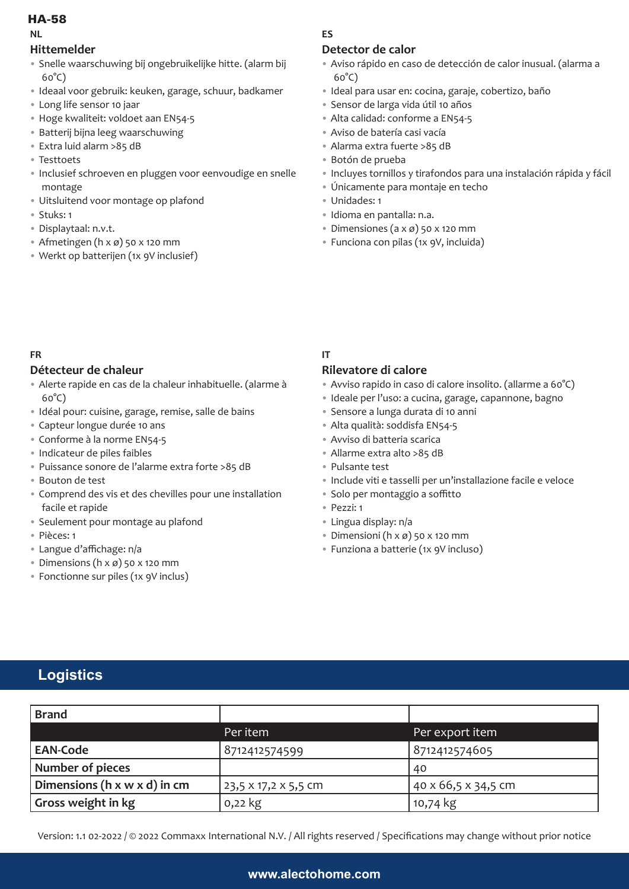**HA-58**

**NL**

## Hittemelder

- Snelle waarschuwing bij ongebruikelijke hitte. (alarm bij 60°C)
- Ideaal voor gebruik: keuken, garage, schuur, badkamer
- Long life sensor 10 jaar
- Hoge kwaliteit: voldoet aan EN54-5
- Batterij bijna leeg waarschuwing
- Extra luid alarm >85 dB
- Testtoets
- Inclusief schroeven en pluggen voor eenvoudige en snelle montage
- Uitsluitend voor montage op plafond
- Stuks: 1
- Displaytaal: n.v.t.
- Afmetingen (h x ø) 50 x 120 mm
- Werkt op batterijen (1x 9V inclusief)

**ES**

## Detector de calor

- Aviso rápido en caso de detección de calor inusual. (alarma a 60°C)
- Ideal para usar en: cocina, garaje, cobertizo, baño
- Sensor de larga vida útil 10 años
- Alta calidad: conforme a EN54-5
- Aviso de batería casi vacía
- Alarma extra fuerte >85 dB
- Botón de prueba
- Incluyes tornillos y tirafondos para una instalación rápida y fácil
- Únicamente para montaje en techo
- Unidades: 1
- Idioma en pantalla: n.a.
- Dimensiones (a x ø) 50 x 120 mm
- Funciona con pilas (1x 9V, incluida)

**FR**

## Détecteur de chaleur

- Alerte rapide en cas de la chaleur inhabituelle. (alarme à 60°C)
- Idéal pour: cuisine, garage, remise, salle de bains
- Capteur longue durée 10 ans
- Conforme à la norme EN54-5
- Indicateur de piles faibles
- Puissance sonore de l'alarme extra forte >85 dB
- Bouton de test
- Comprend des vis et des chevilles pour une installation facile et rapide
- Seulement pour montage au plafond
- Pièces: 1
- Langue d'affichage: n/a
- Dimensions (h x ø) 50 x 120 mm
- Fonctionne sur piles (1x 9V inclus)

**IT**

## Rilevatore di calore

- Avviso rapido in caso di calore insolito. (allarme a 60°C)
- Ideale per l'uso: a cucina, garage, capannone, bagno
- Sensore a lunga durata di 10 anni
- Alta qualità: soddisfa EN54-5
- Avviso di batteria scarica
- Allarme extra alto >85 dB
- Pulsante test
- Include viti e tasselli per un'installazione facile e veloce
- Solo per montaggio a soffitto
- Pezzi: 1
- Lingua display: n/a
- Dimensioni (h x ø) 50 x 120 mm
- Funziona a batterie (1x 9V incluso)

## Logistics

| Brand | | |
|---|---|---|
| | Per item | Per export item |
| **EAN-Code** | 8712412574599 | 8712412574605 |
| **Number of pieces** | | 40 |
| **Dimensions (h x w x d) in cm** | 23,5 x 17,2 x 5,5 cm | 40 x 66,5 x 34,5 cm |
| **Gross weight in kg** | 0,22 kg | 10,74 kg |

Version: 1.1 02-2022 / © 2022 Commaxx International N.V. / All rights reserved / Specifications may change without prior notice

www.alectohome.com